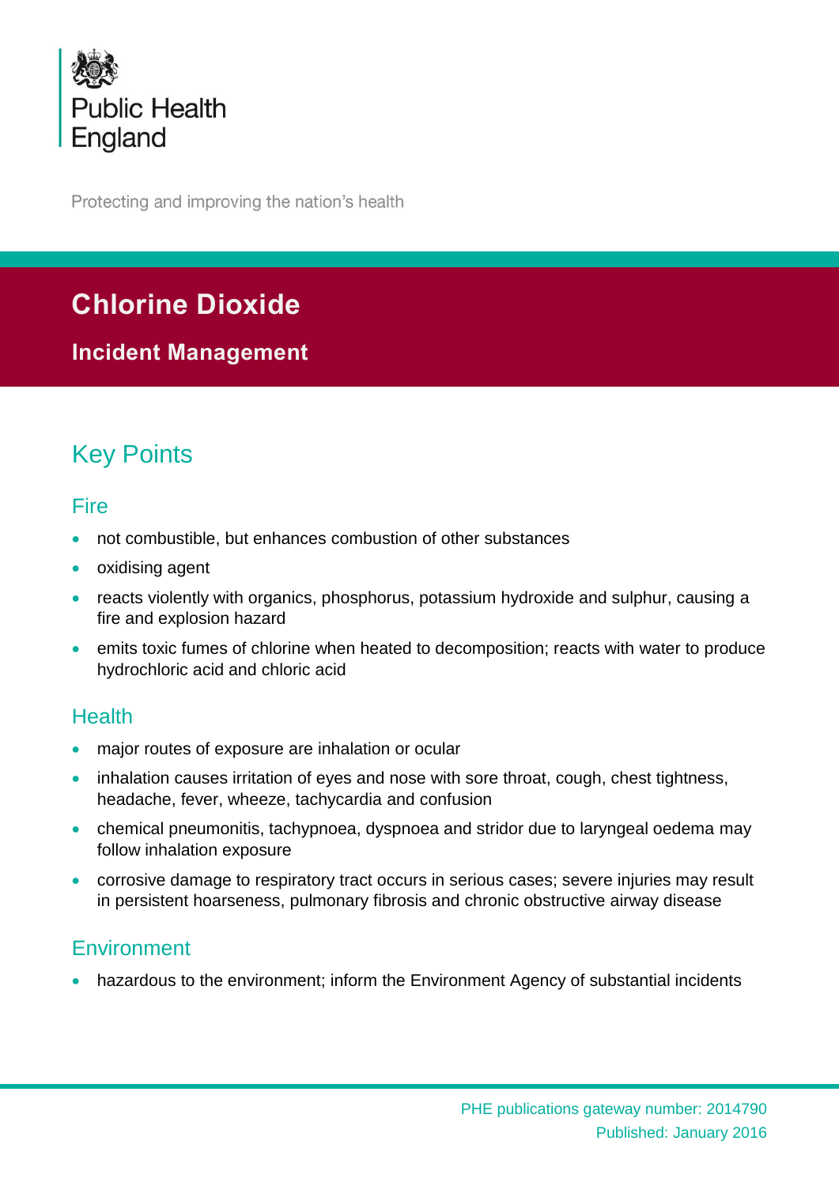Public Health England

Protecting and improving the nation's health

# Chlorine Dioxide

## Incident Management

## Key Points

### Fire

- not combustible, but enhances combustion of other substances
- oxidising agent
- reacts violently with organics, phosphorus, potassium hydroxide and sulphur, causing a fire and explosion hazard
- emits toxic fumes of chlorine when heated to decomposition; reacts with water to produce hydrochloric acid and chloric acid

### Health

- major routes of exposure are inhalation or ocular
- inhalation causes irritation of eyes and nose with sore throat, cough, chest tightness, headache, fever, wheeze, tachycardia and confusion
- chemical pneumonitis, tachypnoea, dyspnoea and stridor due to laryngeal oedema may follow inhalation exposure
- corrosive damage to respiratory tract occurs in serious cases; severe injuries may result in persistent hoarseness, pulmonary fibrosis and chronic obstructive airway disease

### Environment

- hazardous to the environment; inform the Environment Agency of substantial incidents

PHE publications gateway number: 2014790
Published: January 2016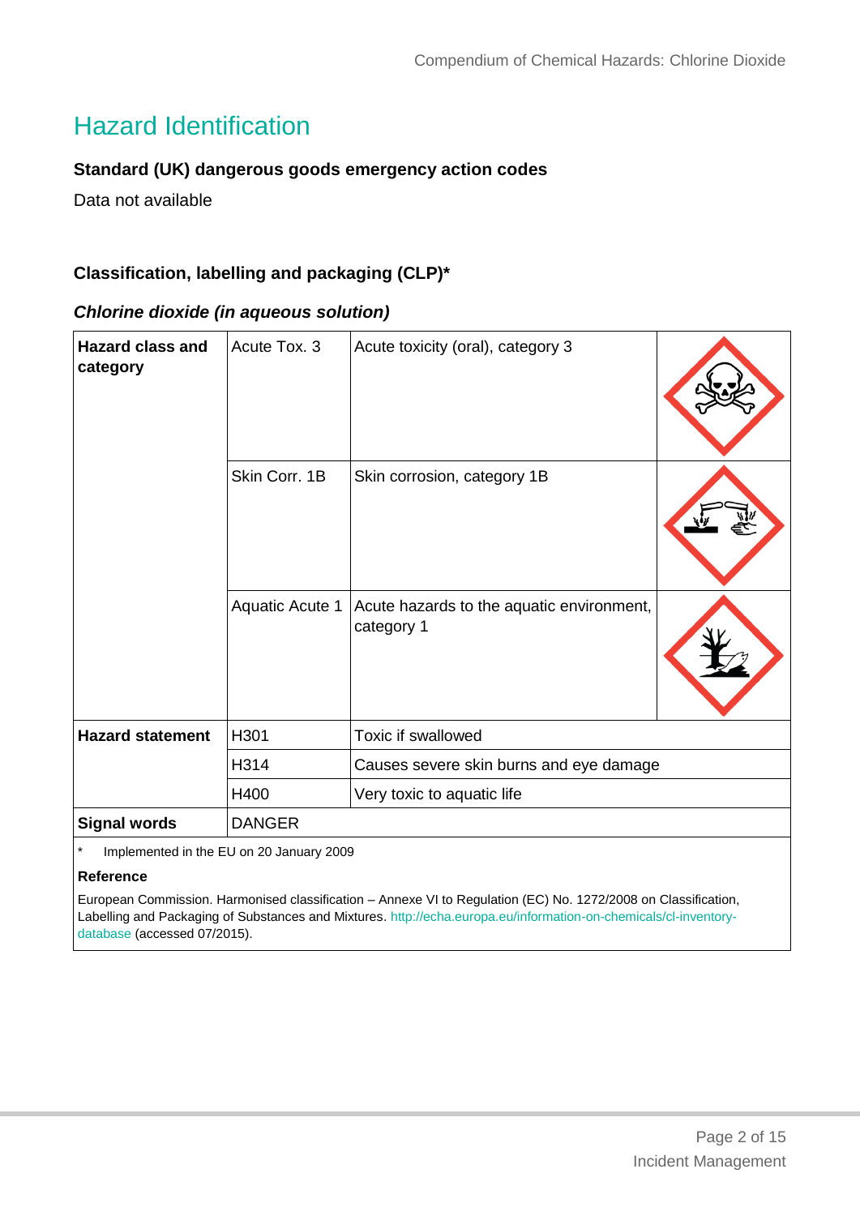# Hazard Identification

### Standard (UK) dangerous goods emergency action codes

Data not available

### Classification, labelling and packaging (CLP)*

***Chlorine dioxide (in aqueous solution)***

| **Hazard class and category** | Acute Tox. 3 | Acute toxicity (oral), category 3 | |
|---|---|---|---|
| | Skin Corr. 1B | Skin corrosion, category 1B | |
| | Aquatic Acute 1 | Acute hazards to the aquatic environment, category 1 | |
| **Hazard statement** | H301 | Toxic if swallowed | |
| | H314 | Causes severe skin burns and eye damage | |
| | H400 | Very toxic to aquatic life | |
| **Signal words** | DANGER | | |

\* Implemented in the EU on 20 January 2009

**Reference**

European Commission. Harmonised classification – Annexe VI to Regulation (EC) No. 1272/2008 on Classification, Labelling and Packaging of Substances and Mixtures. http://echa.europa.eu/information-on-chemicals/cl-inventory-database (accessed 07/2015).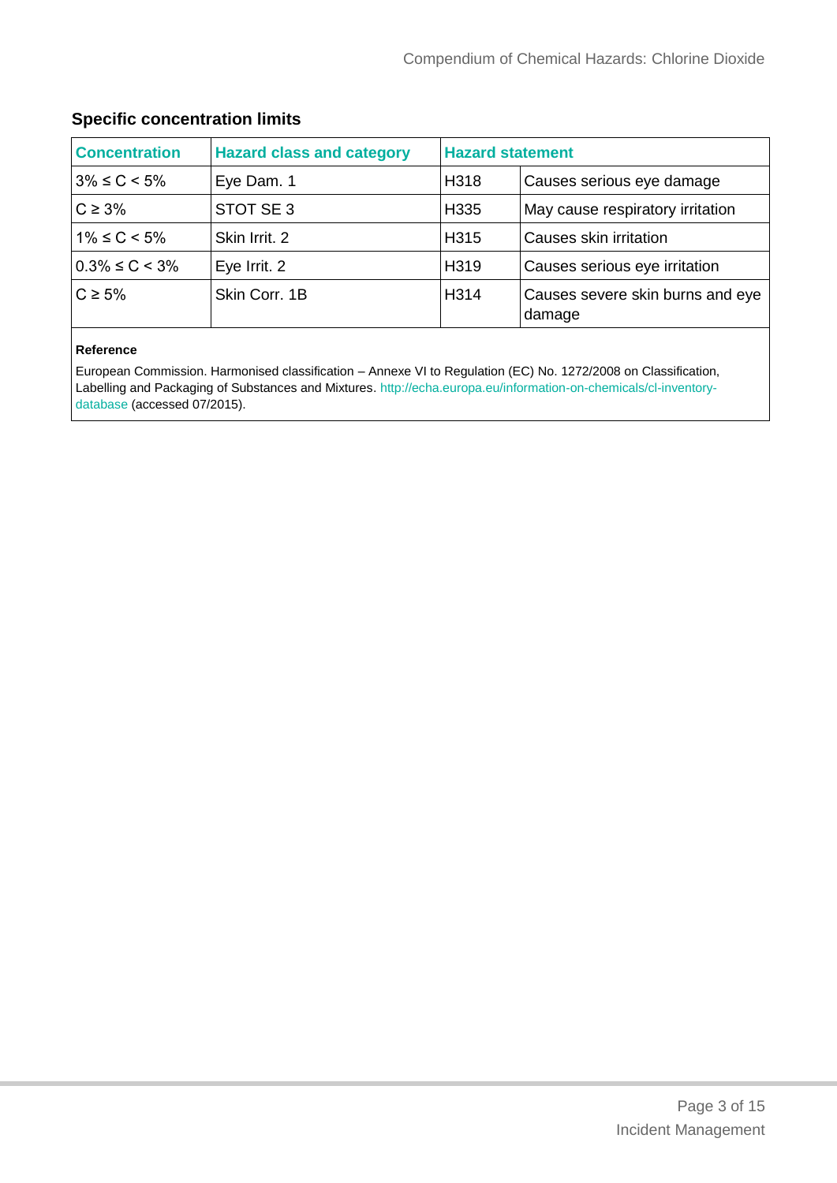### Specific concentration limits

| Concentration | Hazard class and category | Hazard statement | |
|---|---|---|---|
| 3% ≤ C < 5% | Eye Dam. 1 | H318 | Causes serious eye damage |
| C ≥ 3% | STOT SE 3 | H335 | May cause respiratory irritation |
| 1% ≤ C < 5% | Skin Irrit. 2 | H315 | Causes skin irritation |
| 0.3% ≤ C < 3% | Eye Irrit. 2 | H319 | Causes serious eye irritation |
| C ≥ 5% | Skin Corr. 1B | H314 | Causes severe skin burns and eye damage |

**Reference**

European Commission. Harmonised classification – Annexe VI to Regulation (EC) No. 1272/2008 on Classification, Labelling and Packaging of Substances and Mixtures. http://echa.europa.eu/information-on-chemicals/cl-inventory-database (accessed 07/2015).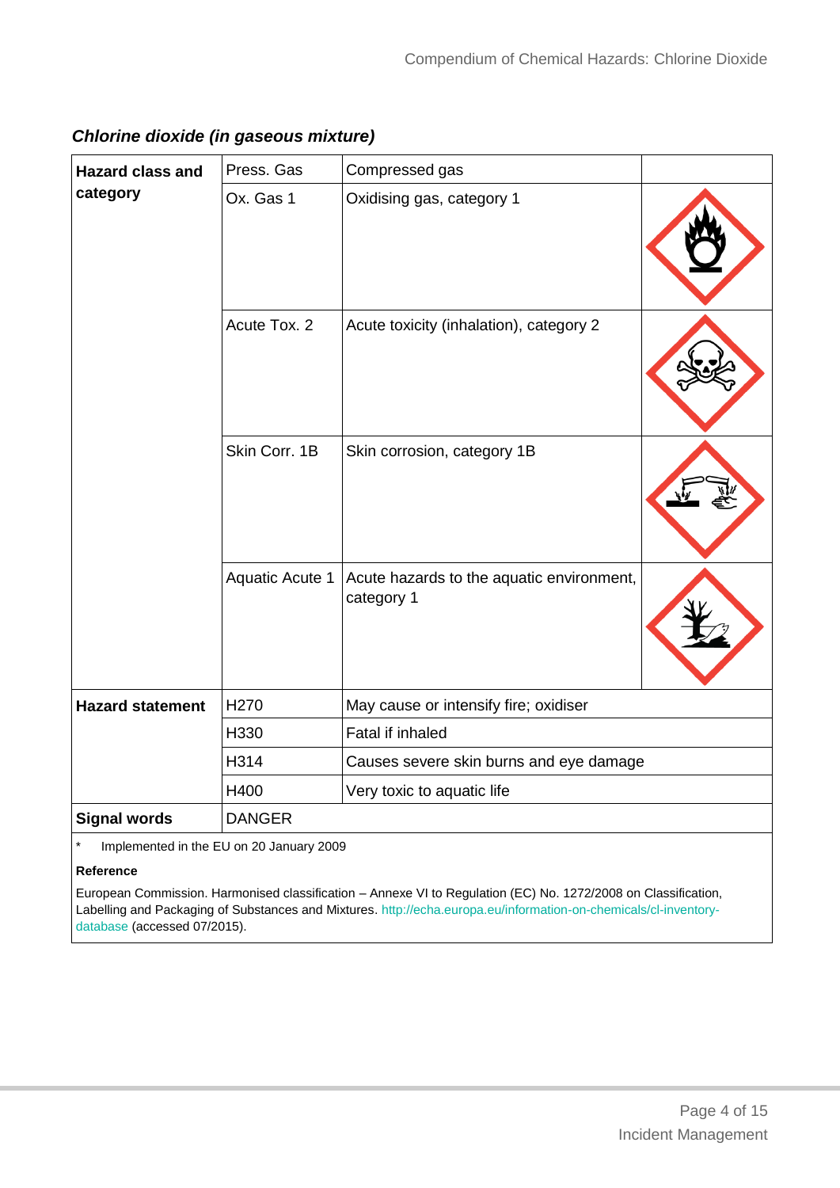### *Chlorine dioxide (in gaseous mixture)*

| Hazard class and category | Press. Gas | Compressed gas | |
|---|---|---|---|
| | Ox. Gas 1 | Oxidising gas, category 1 | |
| | Acute Tox. 2 | Acute toxicity (inhalation), category 2 | |
| | Skin Corr. 1B | Skin corrosion, category 1B | |
| | Aquatic Acute 1 | Acute hazards to the aquatic environment, category 1 | |
| **Hazard statement** | H270 | May cause or intensify fire; oxidiser | |
| | H330 | Fatal if inhaled | |
| | H314 | Causes severe skin burns and eye damage | |
| | H400 | Very toxic to aquatic life | |
| **Signal words** | DANGER | | |

\* Implemented in the EU on 20 January 2009

**Reference**

European Commission. Harmonised classification – Annexe VI to Regulation (EC) No. 1272/2008 on Classification, Labelling and Packaging of Substances and Mixtures. http://echa.europa.eu/information-on-chemicals/cl-inventory-database (accessed 07/2015).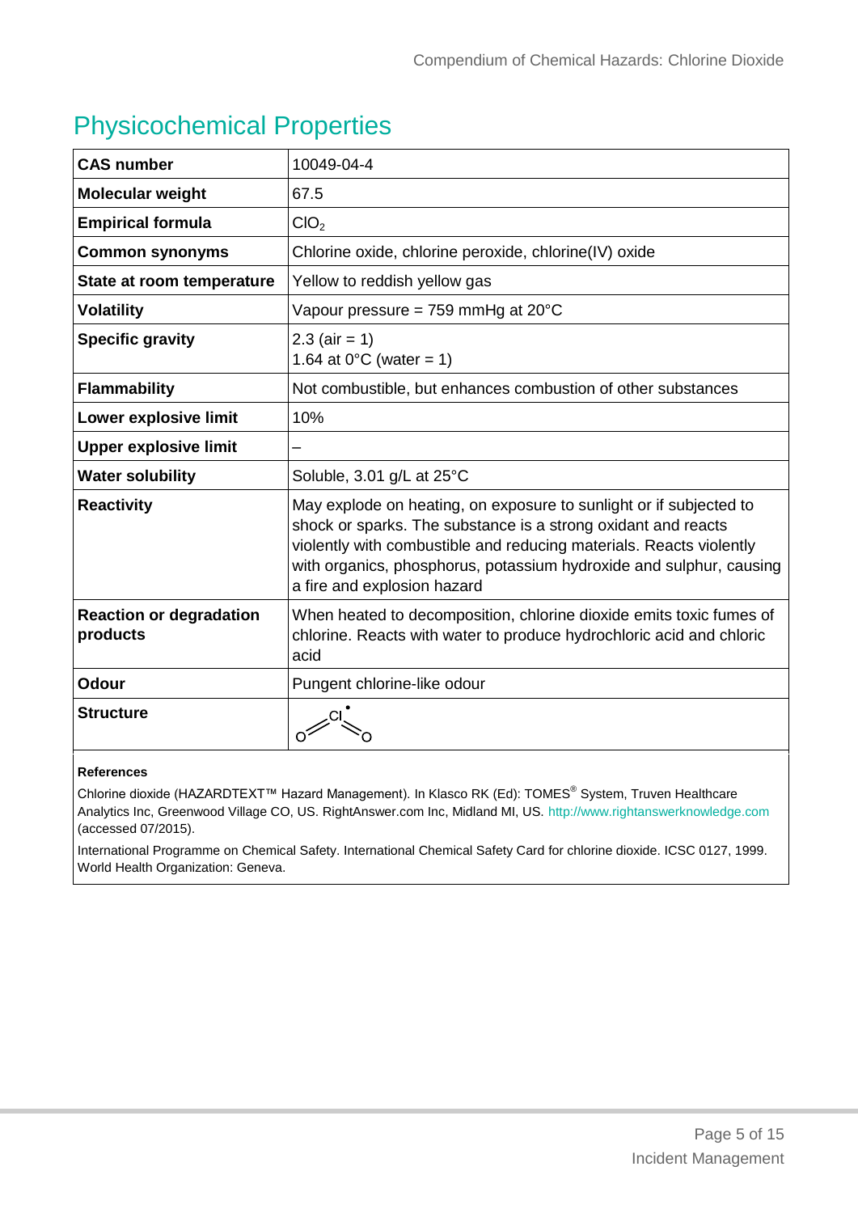# Physicochemical Properties

| **CAS number** | 10049-04-4 |
|---|---|
| **Molecular weight** | 67.5 |
| **Empirical formula** | $ClO_2$ |
| **Common synonyms** | Chlorine oxide, chlorine peroxide, chlorine(IV) oxide |
| **State at room temperature** | Yellow to reddish yellow gas |
| **Volatility** | Vapour pressure = 759 mmHg at 20°C |
| **Specific gravity** | 2.3 (air = 1)<br>1.64 at 0°C (water = 1) |
| **Flammability** | Not combustible, but enhances combustion of other substances |
| **Lower explosive limit** | 10% |
| **Upper explosive limit** | – |
| **Water solubility** | Soluble, 3.01 g/L at 25°C |
| **Reactivity** | May explode on heating, on exposure to sunlight or if subjected to shock or sparks. The substance is a strong oxidant and reacts violently with combustible and reducing materials. Reacts violently with organics, phosphorus, potassium hydroxide and sulphur, causing a fire and explosion hazard |
| **Reaction or degradation products** | When heated to decomposition, chlorine dioxide emits toxic fumes of chlorine. Reacts with water to produce hydrochloric acid and chloric acid |
| **Odour** | Pungent chlorine-like odour |
| **Structure** | O=Cl•=O |

**References**

Chlorine dioxide (HAZARDTEXT™ Hazard Management). In Klasco RK (Ed): TOMES® System, Truven Healthcare Analytics Inc, Greenwood Village CO, US. RightAnswer.com Inc, Midland MI, US. http://www.rightanswerknowledge.com (accessed 07/2015).

International Programme on Chemical Safety. International Chemical Safety Card for chlorine dioxide. ICSC 0127, 1999. World Health Organization: Geneva.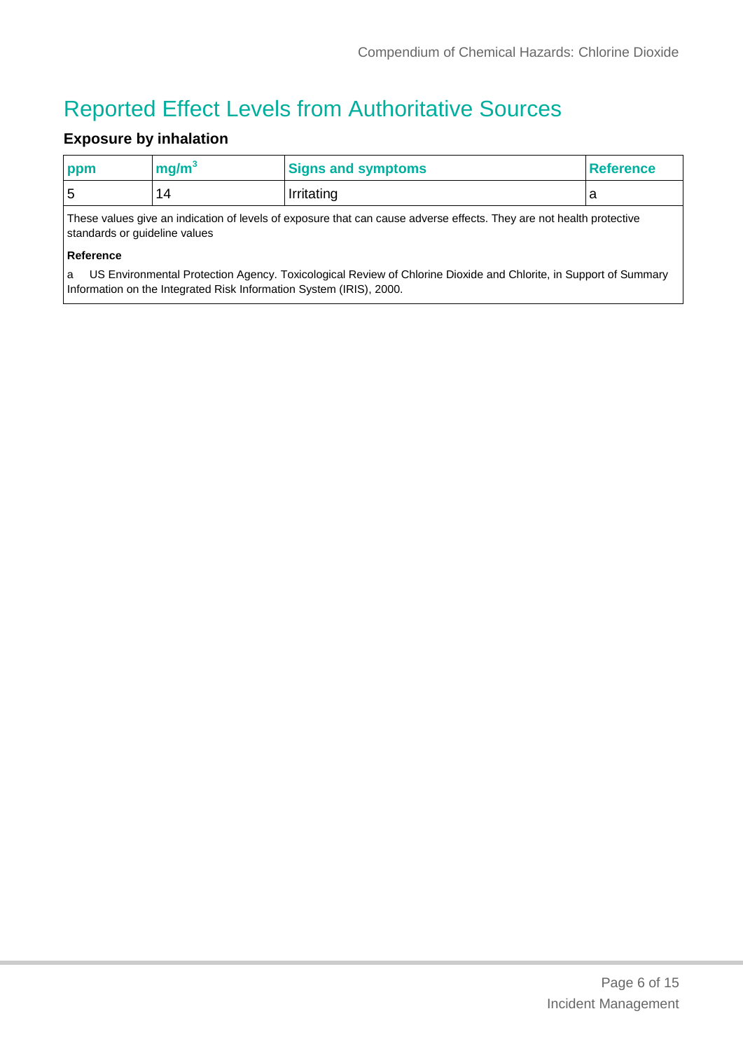# Reported Effect Levels from Authoritative Sources

## Exposure by inhalation

| ppm | $mg/m^3$ | Signs and symptoms | Reference |
|---|---|---|---|
| 5 | 14 | Irritating | a |

These values give an indication of levels of exposure that can cause adverse effects. They are not health protective standards or guideline values

**Reference**

a US Environmental Protection Agency. Toxicological Review of Chlorine Dioxide and Chlorite, in Support of Summary Information on the Integrated Risk Information System (IRIS), 2000.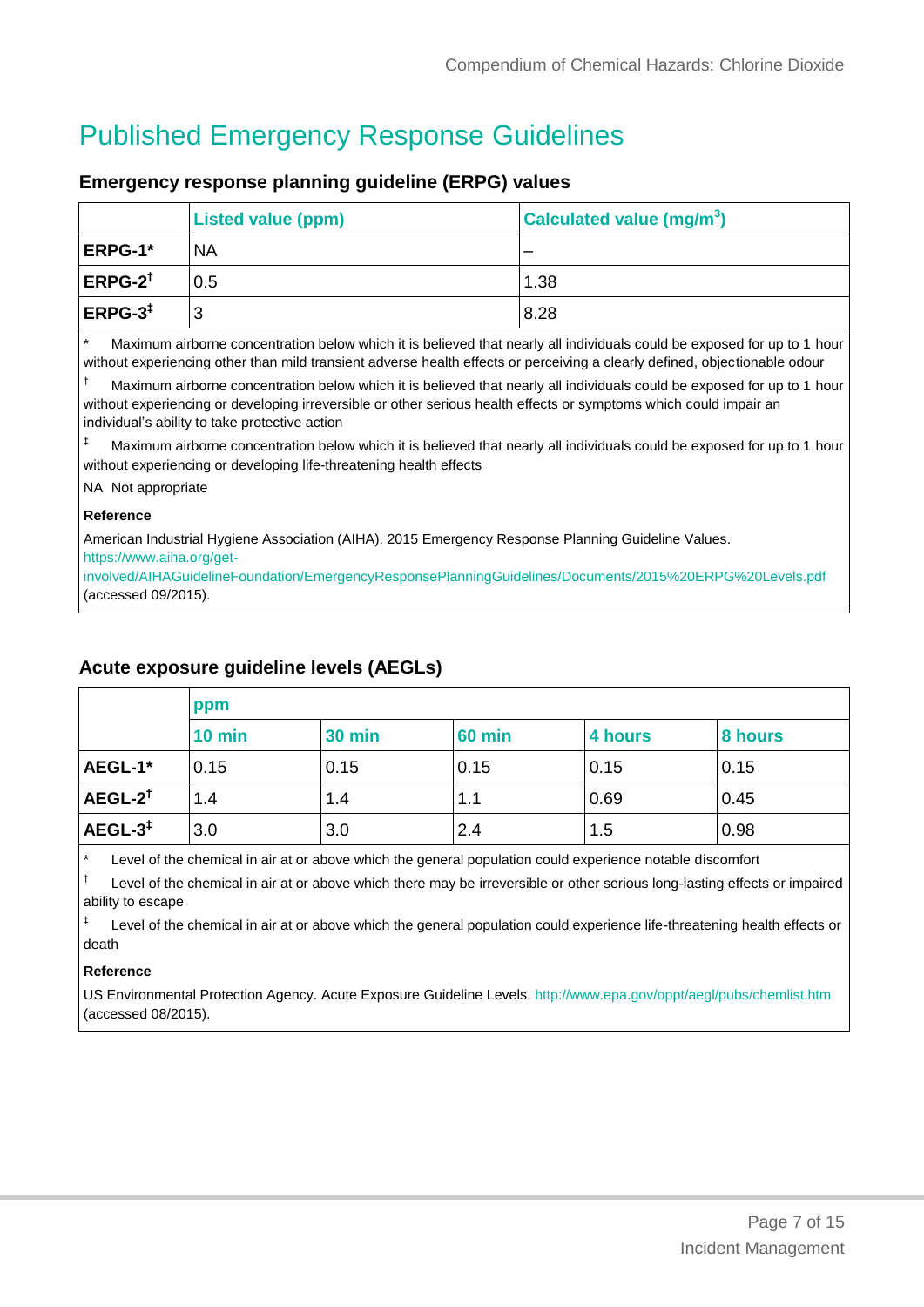# Published Emergency Response Guidelines

## Emergency response planning guideline (ERPG) values

| | Listed value (ppm) | Calculated value (mg/m³) |
|---|---|---|
| **ERPG-1*** | NA | – |
| **ERPG-2†** | 0.5 | 1.38 |
| **ERPG-3‡** | 3 | 8.28 |

\* Maximum airborne concentration below which it is believed that nearly all individuals could be exposed for up to 1 hour without experiencing other than mild transient adverse health effects or perceiving a clearly defined, objectionable odour

† Maximum airborne concentration below which it is believed that nearly all individuals could be exposed for up to 1 hour without experiencing or developing irreversible or other serious health effects or symptoms which could impair an individual's ability to take protective action

‡ Maximum airborne concentration below which it is believed that nearly all individuals could be exposed for up to 1 hour without experiencing or developing life-threatening health effects

NA Not appropriate

**Reference**

American Industrial Hygiene Association (AIHA). 2015 Emergency Response Planning Guideline Values. https://www.aiha.org/get-involved/AIHAGuidelineFoundation/EmergencyResponsePlanningGuidelines/Documents/2015%20ERPG%20Levels.pdf (accessed 09/2015).

## Acute exposure guideline levels (AEGLs)

| | ppm | | | | |
|---|---|---|---|---|---|
| | **10 min** | **30 min** | **60 min** | **4 hours** | **8 hours** |
| **AEGL-1*** | 0.15 | 0.15 | 0.15 | 0.15 | 0.15 |
| **AEGL-2†** | 1.4 | 1.4 | 1.1 | 0.69 | 0.45 |
| **AEGL-3‡** | 3.0 | 3.0 | 2.4 | 1.5 | 0.98 |

\* Level of the chemical in air at or above which the general population could experience notable discomfort

† Level of the chemical in air at or above which there may be irreversible or other serious long-lasting effects or impaired ability to escape

‡ Level of the chemical in air at or above which the general population could experience life-threatening health effects or death

**Reference**

US Environmental Protection Agency. Acute Exposure Guideline Levels. http://www.epa.gov/oppt/aegl/pubs/chemlist.htm (accessed 08/2015).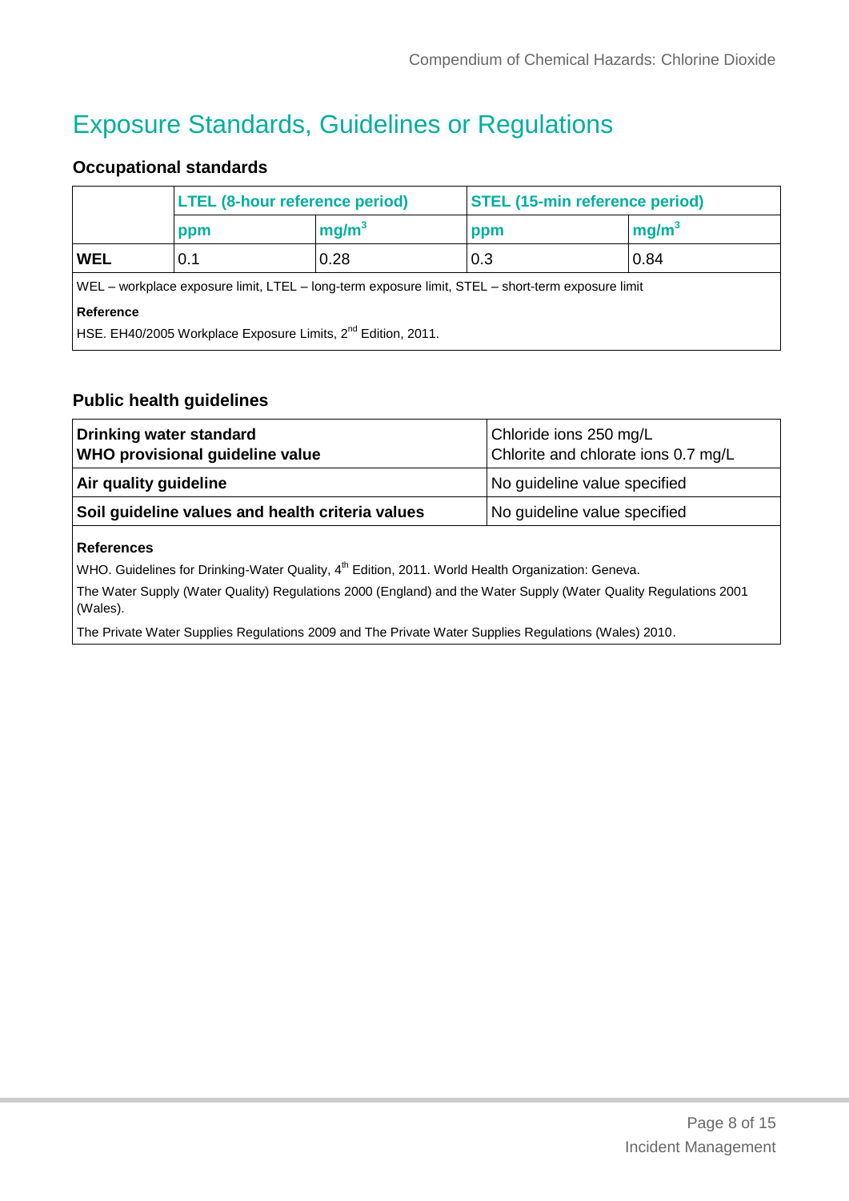# Exposure Standards, Guidelines or Regulations

## Occupational standards

| | LTEL (8-hour reference period) | | STEL (15-min reference period) | |
|---|---|---|---|---|
| | ppm | $mg/m^3$ | ppm | $mg/m^3$ |
| **WEL** | 0.1 | 0.28 | 0.3 | 0.84 |

WEL – workplace exposure limit, LTEL – long-term exposure limit, STEL – short-term exposure limit

**Reference**

HSE. EH40/2005 Workplace Exposure Limits, 2nd Edition, 2011.

## Public health guidelines

| | |
|---|---|
| **Drinking water standard**<br>**WHO provisional guideline value** | Chloride ions 250 mg/L<br>Chlorite and chlorate ions 0.7 mg/L |
| **Air quality guideline** | No guideline value specified |
| **Soil guideline values and health criteria values** | No guideline value specified |

**References**

WHO. Guidelines for Drinking-Water Quality, 4th Edition, 2011. World Health Organization: Geneva.

The Water Supply (Water Quality) Regulations 2000 (England) and the Water Supply (Water Quality Regulations 2001 (Wales).

The Private Water Supplies Regulations 2009 and The Private Water Supplies Regulations (Wales) 2010.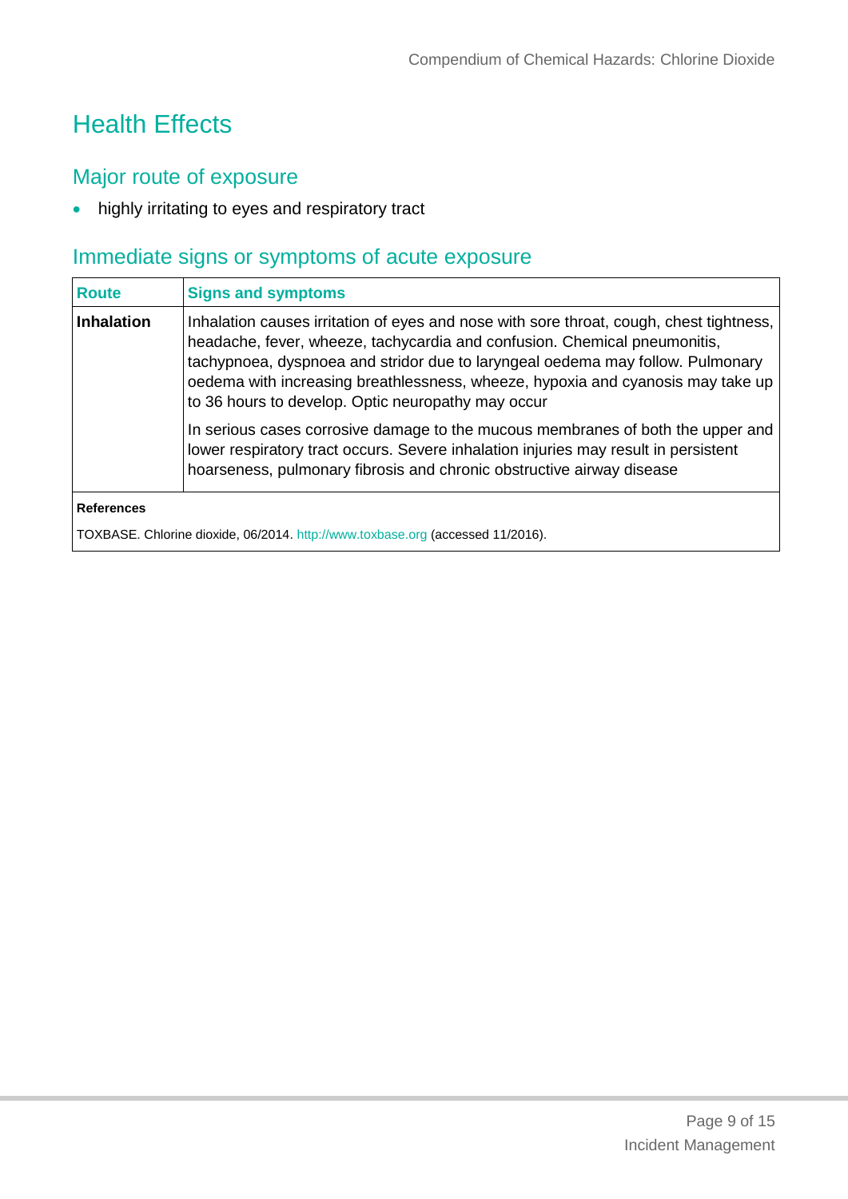# Health Effects

## Major route of exposure

- highly irritating to eyes and respiratory tract

## Immediate signs or symptoms of acute exposure

| Route | Signs and symptoms |
|---|---|
| **Inhalation** | Inhalation causes irritation of eyes and nose with sore throat, cough, chest tightness, headache, fever, wheeze, tachycardia and confusion. Chemical pneumonitis, tachypnoea, dyspnoea and stridor due to laryngeal oedema may follow. Pulmonary oedema with increasing breathlessness, wheeze, hypoxia and cyanosis may take up to 36 hours to develop. Optic neuropathy may occur<br><br>In serious cases corrosive damage to the mucous membranes of both the upper and lower respiratory tract occurs. Severe inhalation injuries may result in persistent hoarseness, pulmonary fibrosis and chronic obstructive airway disease |

**References**

TOXBASE. Chlorine dioxide, 06/2014. http://www.toxbase.org (accessed 11/2016).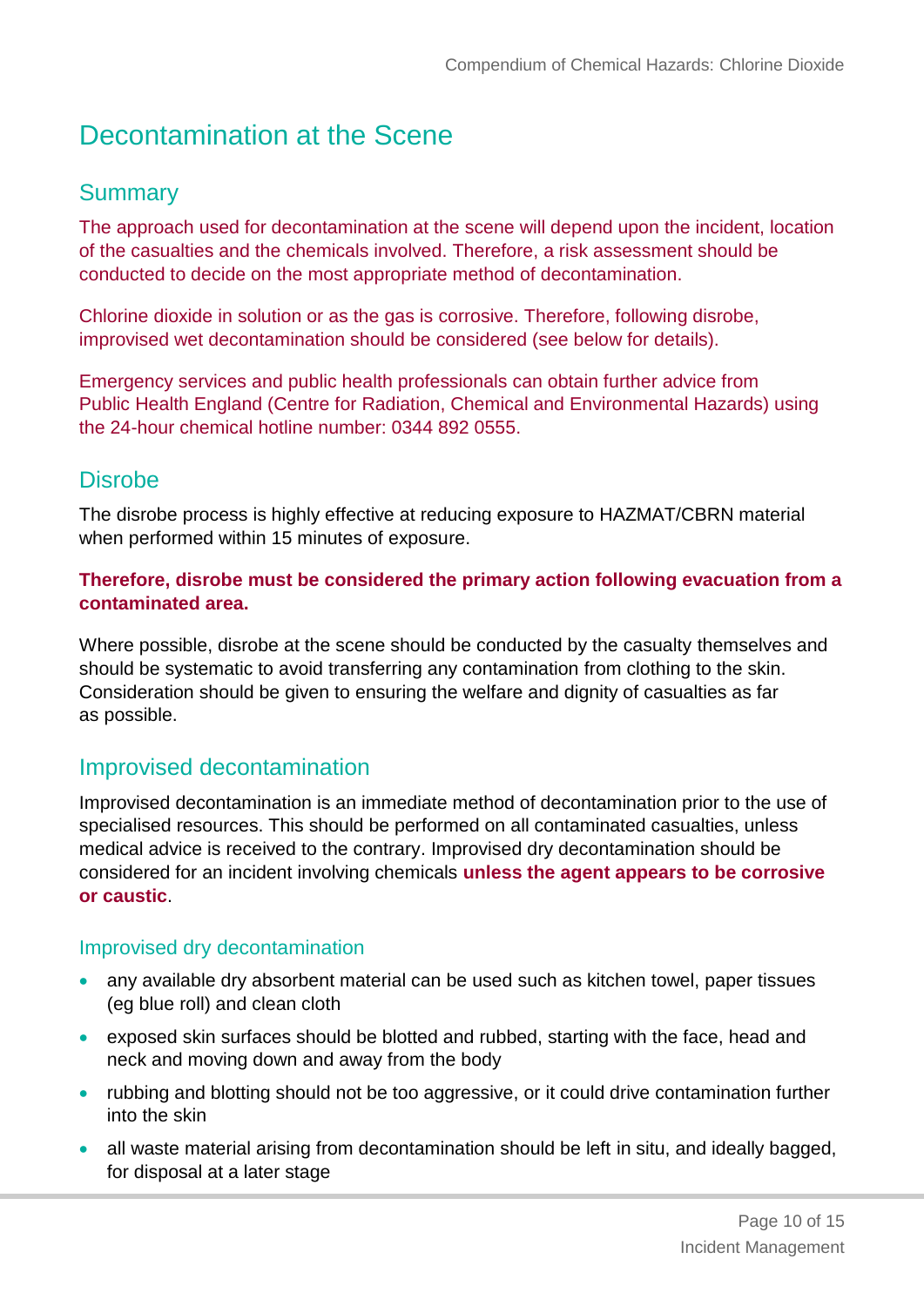# Decontamination at the Scene

## Summary

The approach used for decontamination at the scene will depend upon the incident, location of the casualties and the chemicals involved. Therefore, a risk assessment should be conducted to decide on the most appropriate method of decontamination.

Chlorine dioxide in solution or as the gas is corrosive. Therefore, following disrobe, improvised wet decontamination should be considered (see below for details).

Emergency services and public health professionals can obtain further advice from Public Health England (Centre for Radiation, Chemical and Environmental Hazards) using the 24-hour chemical hotline number: 0344 892 0555.

## Disrobe

The disrobe process is highly effective at reducing exposure to HAZMAT/CBRN material when performed within 15 minutes of exposure.

**Therefore, disrobe must be considered the primary action following evacuation from a contaminated area.**

Where possible, disrobe at the scene should be conducted by the casualty themselves and should be systematic to avoid transferring any contamination from clothing to the skin. Consideration should be given to ensuring the welfare and dignity of casualties as far as possible.

## Improvised decontamination

Improvised decontamination is an immediate method of decontamination prior to the use of specialised resources. This should be performed on all contaminated casualties, unless medical advice is received to the contrary. Improvised dry decontamination should be considered for an incident involving chemicals **unless the agent appears to be corrosive or caustic**.

### Improvised dry decontamination

- any available dry absorbent material can be used such as kitchen towel, paper tissues (eg blue roll) and clean cloth
- exposed skin surfaces should be blotted and rubbed, starting with the face, head and neck and moving down and away from the body
- rubbing and blotting should not be too aggressive, or it could drive contamination further into the skin
- all waste material arising from decontamination should be left in situ, and ideally bagged, for disposal at a later stage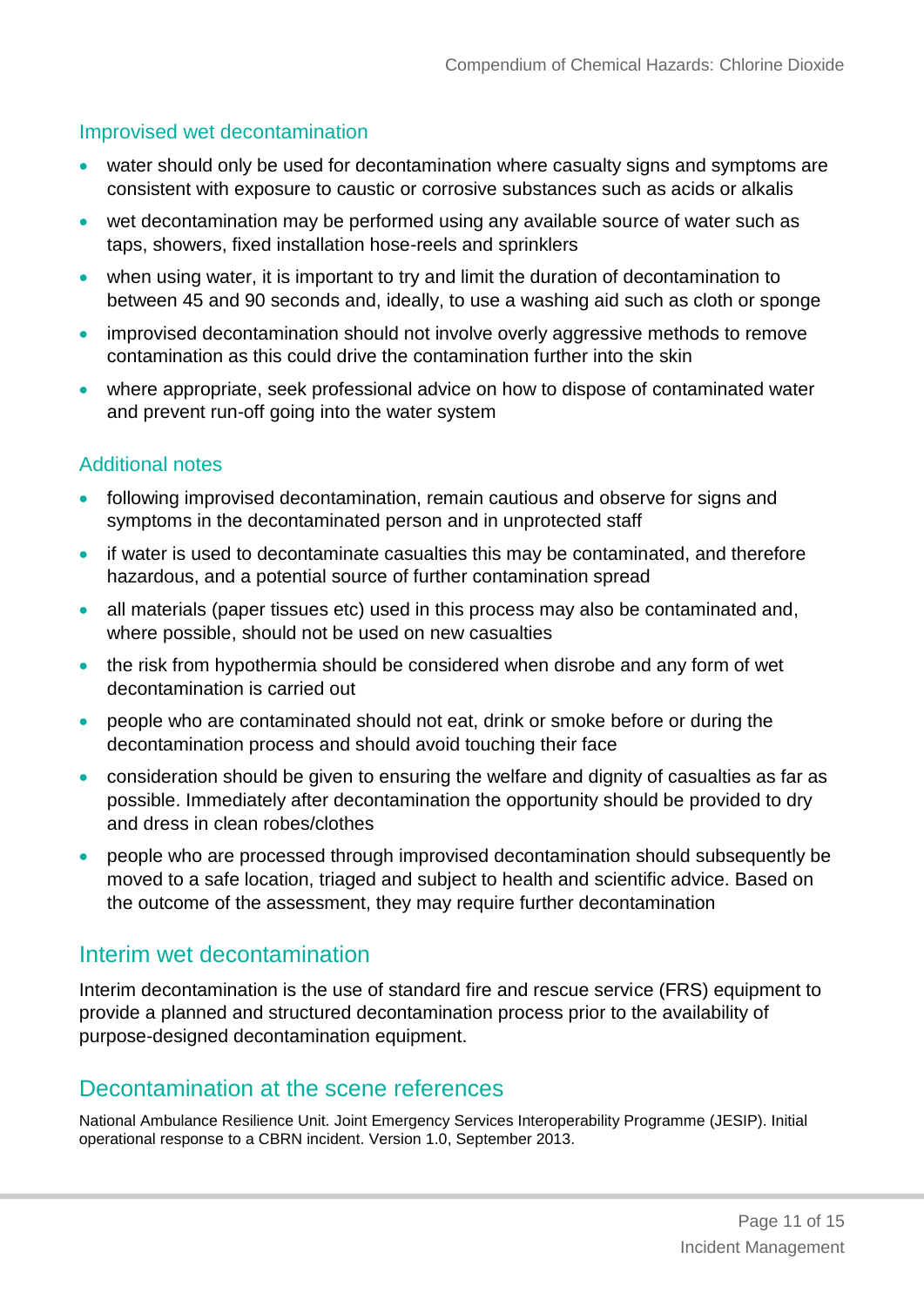### Improvised wet decontamination

- water should only be used for decontamination where casualty signs and symptoms are consistent with exposure to caustic or corrosive substances such as acids or alkalis
- wet decontamination may be performed using any available source of water such as taps, showers, fixed installation hose-reels and sprinklers
- when using water, it is important to try and limit the duration of decontamination to between 45 and 90 seconds and, ideally, to use a washing aid such as cloth or sponge
- improvised decontamination should not involve overly aggressive methods to remove contamination as this could drive the contamination further into the skin
- where appropriate, seek professional advice on how to dispose of contaminated water and prevent run-off going into the water system

### Additional notes

- following improvised decontamination, remain cautious and observe for signs and symptoms in the decontaminated person and in unprotected staff
- if water is used to decontaminate casualties this may be contaminated, and therefore hazardous, and a potential source of further contamination spread
- all materials (paper tissues etc) used in this process may also be contaminated and, where possible, should not be used on new casualties
- the risk from hypothermia should be considered when disrobe and any form of wet decontamination is carried out
- people who are contaminated should not eat, drink or smoke before or during the decontamination process and should avoid touching their face
- consideration should be given to ensuring the welfare and dignity of casualties as far as possible. Immediately after decontamination the opportunity should be provided to dry and dress in clean robes/clothes
- people who are processed through improvised decontamination should subsequently be moved to a safe location, triaged and subject to health and scientific advice. Based on the outcome of the assessment, they may require further decontamination

## Interim wet decontamination

Interim decontamination is the use of standard fire and rescue service (FRS) equipment to provide a planned and structured decontamination process prior to the availability of purpose-designed decontamination equipment.

## Decontamination at the scene references

National Ambulance Resilience Unit. Joint Emergency Services Interoperability Programme (JESIP). Initial operational response to a CBRN incident. Version 1.0, September 2013.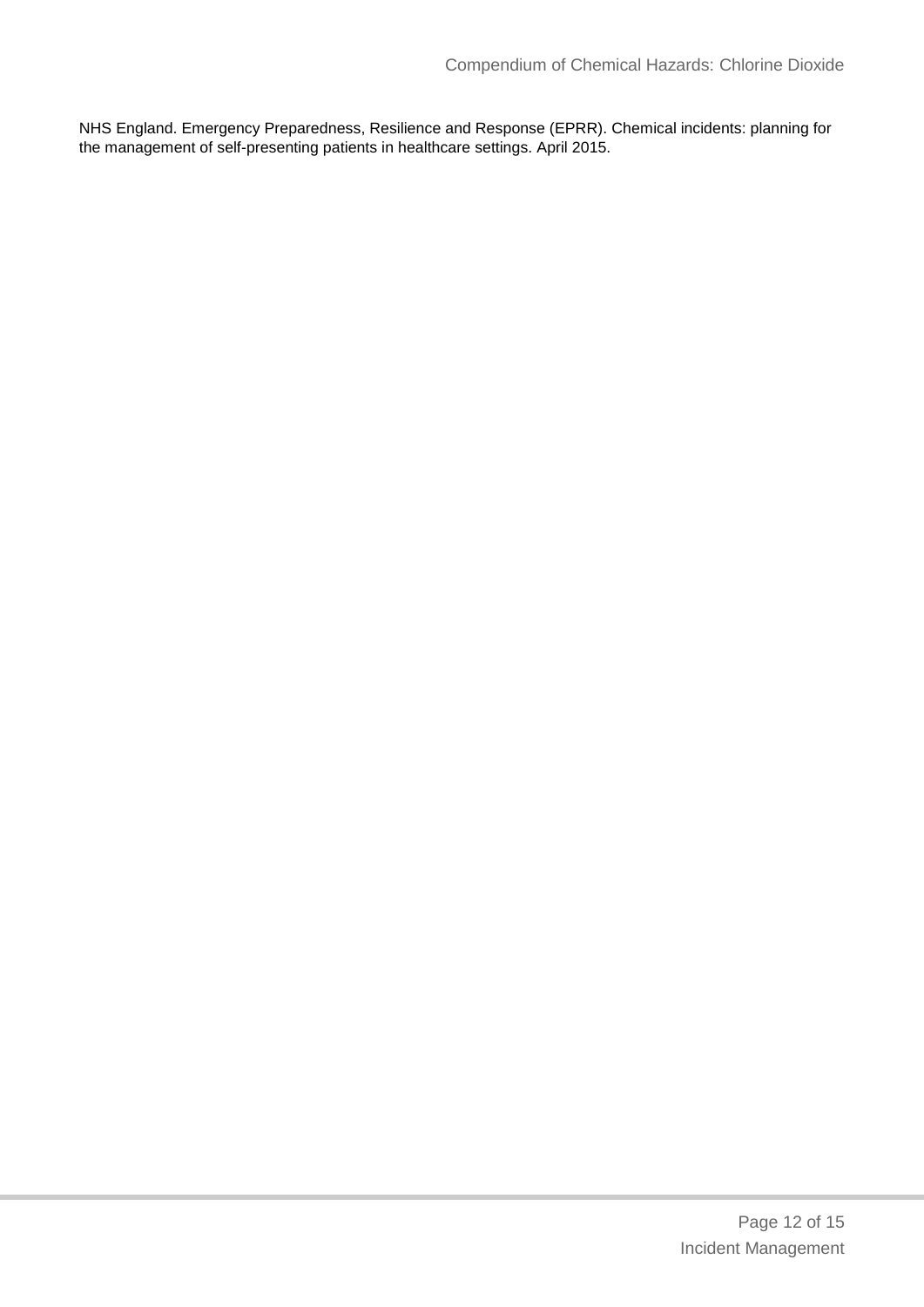NHS England. Emergency Preparedness, Resilience and Response (EPRR). Chemical incidents: planning for the management of self-presenting patients in healthcare settings. April 2015.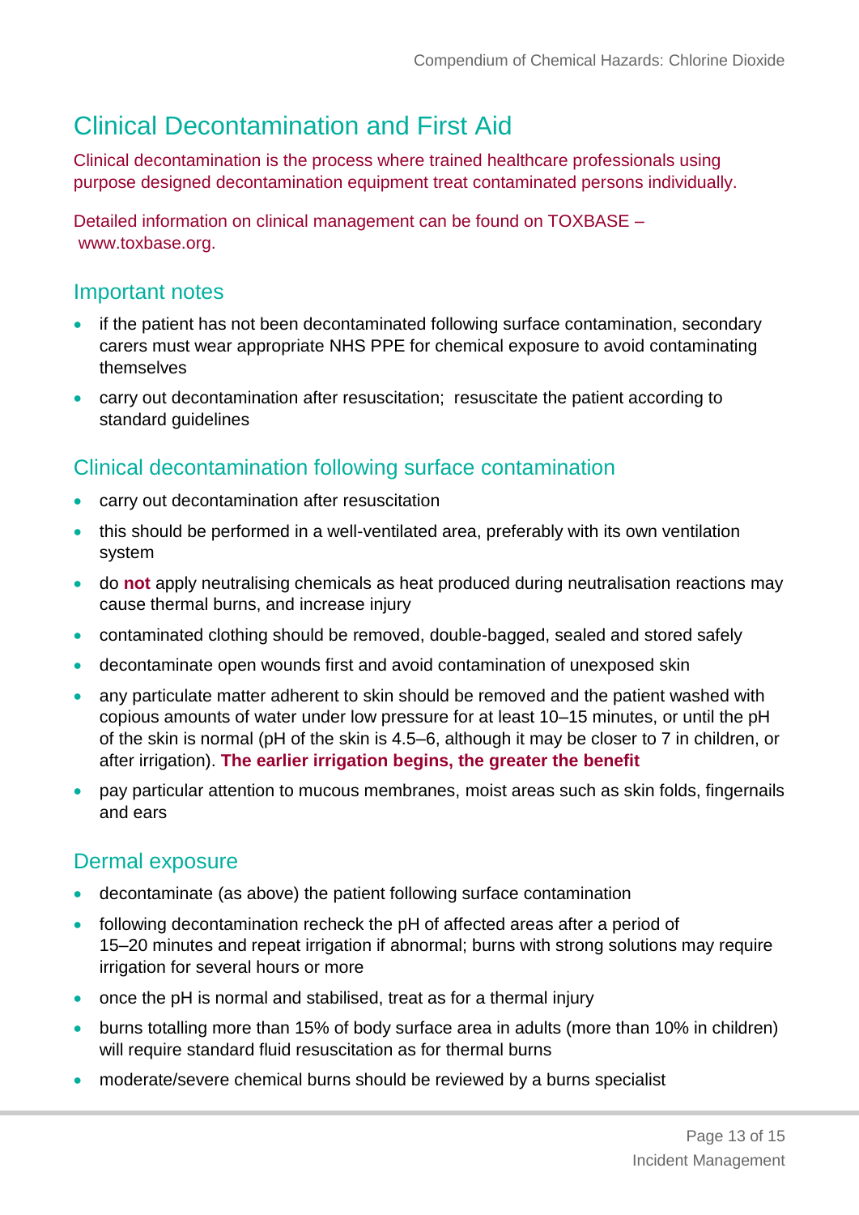# Clinical Decontamination and First Aid

Clinical decontamination is the process where trained healthcare professionals using purpose designed decontamination equipment treat contaminated persons individually.

Detailed information on clinical management can be found on TOXBASE – www.toxbase.org.

## Important notes

- if the patient has not been decontaminated following surface contamination, secondary carers must wear appropriate NHS PPE for chemical exposure to avoid contaminating themselves
- carry out decontamination after resuscitation; resuscitate the patient according to standard guidelines

## Clinical decontamination following surface contamination

- carry out decontamination after resuscitation
- this should be performed in a well-ventilated area, preferably with its own ventilation system
- do **not** apply neutralising chemicals as heat produced during neutralisation reactions may cause thermal burns, and increase injury
- contaminated clothing should be removed, double-bagged, sealed and stored safely
- decontaminate open wounds first and avoid contamination of unexposed skin
- any particulate matter adherent to skin should be removed and the patient washed with copious amounts of water under low pressure for at least 10–15 minutes, or until the pH of the skin is normal (pH of the skin is 4.5–6, although it may be closer to 7 in children, or after irrigation). **The earlier irrigation begins, the greater the benefit**
- pay particular attention to mucous membranes, moist areas such as skin folds, fingernails and ears

## Dermal exposure

- decontaminate (as above) the patient following surface contamination
- following decontamination recheck the pH of affected areas after a period of 15–20 minutes and repeat irrigation if abnormal; burns with strong solutions may require irrigation for several hours or more
- once the pH is normal and stabilised, treat as for a thermal injury
- burns totalling more than 15% of body surface area in adults (more than 10% in children) will require standard fluid resuscitation as for thermal burns
- moderate/severe chemical burns should be reviewed by a burns specialist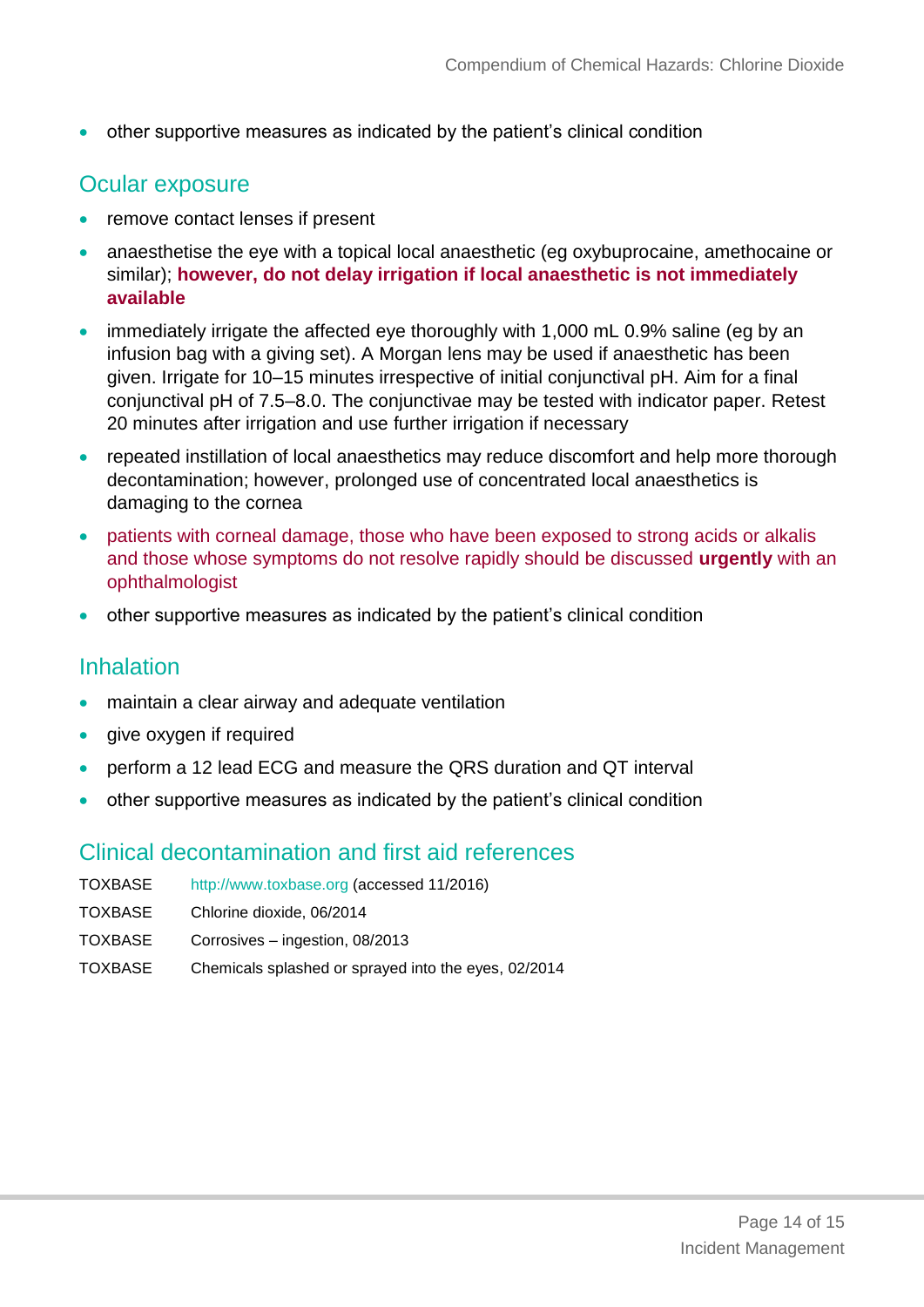- other supportive measures as indicated by the patient's clinical condition

## Ocular exposure

- remove contact lenses if present
- anaesthetise the eye with a topical local anaesthetic (eg oxybuprocaine, amethocaine or similar); **however, do not delay irrigation if local anaesthetic is not immediately available**
- immediately irrigate the affected eye thoroughly with 1,000 mL 0.9% saline (eg by an infusion bag with a giving set). A Morgan lens may be used if anaesthetic has been given. Irrigate for 10–15 minutes irrespective of initial conjunctival pH. Aim for a final conjunctival pH of 7.5–8.0. The conjunctivae may be tested with indicator paper. Retest 20 minutes after irrigation and use further irrigation if necessary
- repeated instillation of local anaesthetics may reduce discomfort and help more thorough decontamination; however, prolonged use of concentrated local anaesthetics is damaging to the cornea
- patients with corneal damage, those who have been exposed to strong acids or alkalis and those whose symptoms do not resolve rapidly should be discussed **urgently** with an ophthalmologist
- other supportive measures as indicated by the patient's clinical condition

## Inhalation

- maintain a clear airway and adequate ventilation
- give oxygen if required
- perform a 12 lead ECG and measure the QRS duration and QT interval
- other supportive measures as indicated by the patient's clinical condition

## Clinical decontamination and first aid references

| | |
|---|---|
| TOXBASE | http://www.toxbase.org (accessed 11/2016) |
| TOXBASE | Chlorine dioxide, 06/2014 |
| TOXBASE | Corrosives – ingestion, 08/2013 |
| TOXBASE | Chemicals splashed or sprayed into the eyes, 02/2014 |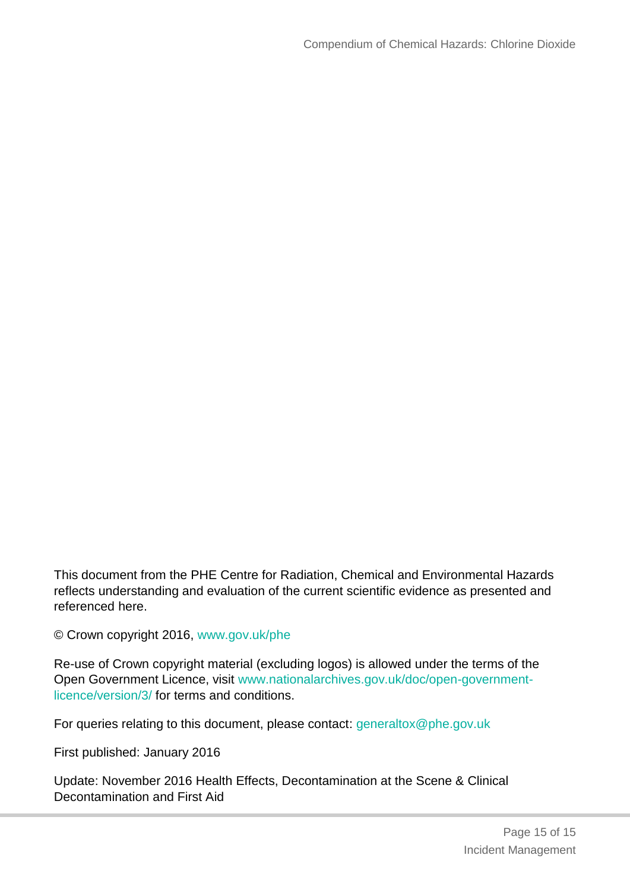This document from the PHE Centre for Radiation, Chemical and Environmental Hazards reflects understanding and evaluation of the current scientific evidence as presented and referenced here.

© Crown copyright 2016, www.gov.uk/phe

Re-use of Crown copyright material (excluding logos) is allowed under the terms of the Open Government Licence, visit www.nationalarchives.gov.uk/doc/open-government-licence/version/3/ for terms and conditions.

For queries relating to this document, please contact: generaltox@phe.gov.uk

First published: January 2016

Update: November 2016 Health Effects, Decontamination at the Scene & Clinical Decontamination and First Aid